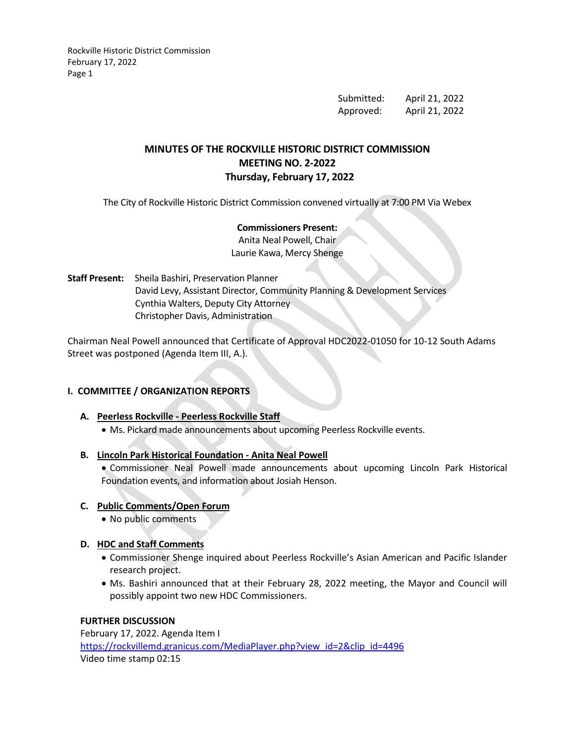Submitted: April 21, 2022
Approved: April 21, 2022

# MINUTES OF THE ROCKVILLE HISTORIC DISTRICT COMMISSION
## MEETING NO. 2-2022
## Thursday, February 17, 2022

The City of Rockville Historic District Commission convened virtually at 7:00 PM Via Webex

**Commissioners Present:**
Anita Neal Powell, Chair
Laurie Kawa, Mercy Shenge

**Staff Present:** Sheila Bashiri, Preservation Planner
David Levy, Assistant Director, Community Planning & Development Services
Cynthia Walters, Deputy City Attorney
Christopher Davis, Administration

Chairman Neal Powell announced that Certificate of Approval HDC2022-01050 for 10-12 South Adams Street was postponed (Agenda Item III, A.).

### I. COMMITTEE / ORGANIZATION REPORTS

**A. Peerless Rockville - Peerless Rockville Staff**

- Ms. Pickard made announcements about upcoming Peerless Rockville events.

**B. Lincoln Park Historical Foundation - Anita Neal Powell**

- Commissioner Neal Powell made announcements about upcoming Lincoln Park Historical Foundation events, and information about Josiah Henson.

**C. Public Comments/Open Forum**

- No public comments

**D. HDC and Staff Comments**

- Commissioner Shenge inquired about Peerless Rockville's Asian American and Pacific Islander research project.
- Ms. Bashiri announced that at their February 28, 2022 meeting, the Mayor and Council will possibly appoint two new HDC Commissioners.

**FURTHER DISCUSSION**
February 17, 2022. Agenda Item I
https://rockvillemd.granicus.com/MediaPlayer.php?view_id=2&clip_id=4496
Video time stamp 02:15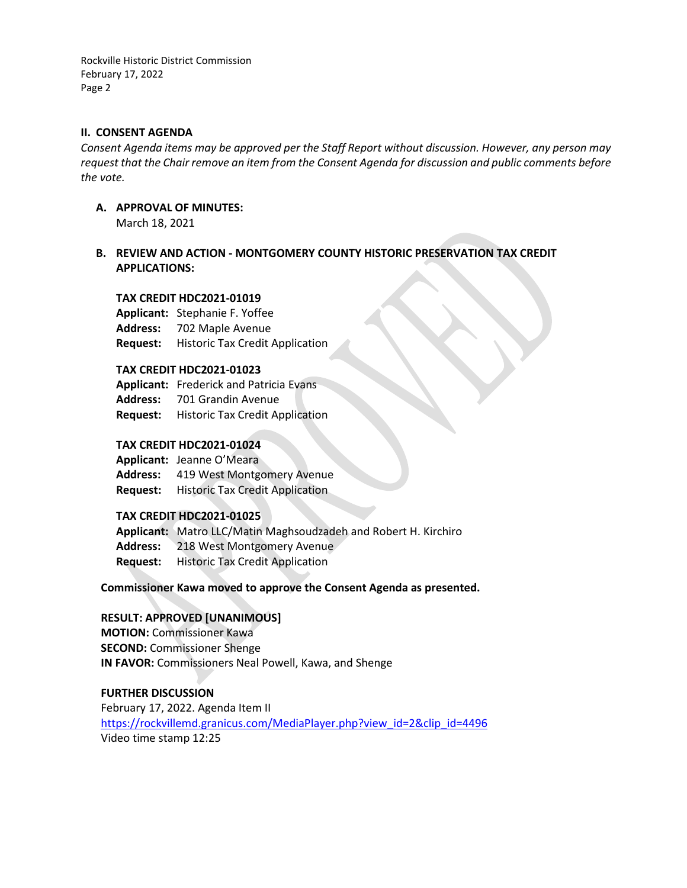## II. CONSENT AGENDA

*Consent Agenda items may be approved per the Staff Report without discussion. However, any person may request that the Chair remove an item from the Consent Agenda for discussion and public comments before the vote.*

**A. APPROVAL OF MINUTES:**

March 18, 2021

**B. REVIEW AND ACTION - MONTGOMERY COUNTY HISTORIC PRESERVATION TAX CREDIT APPLICATIONS:**

**TAX CREDIT HDC2021-01019**
**Applicant:** Stephanie F. Yoffee
**Address:** 702 Maple Avenue
**Request:** Historic Tax Credit Application

**TAX CREDIT HDC2021-01023**
**Applicant:** Frederick and Patricia Evans
**Address:** 701 Grandin Avenue
**Request:** Historic Tax Credit Application

**TAX CREDIT HDC2021-01024**
**Applicant:** Jeanne O'Meara
**Address:** 419 West Montgomery Avenue
**Request:** Historic Tax Credit Application

**TAX CREDIT HDC2021-01025**
**Applicant:** Matro LLC/Matin Maghsoudzadeh and Robert H. Kirchiro
**Address:** 218 West Montgomery Avenue
**Request:** Historic Tax Credit Application

**Commissioner Kawa moved to approve the Consent Agenda as presented.**

**RESULT: APPROVED [UNANIMOUS]**
**MOTION:** Commissioner Kawa
**SECOND:** Commissioner Shenge
**IN FAVOR:** Commissioners Neal Powell, Kawa, and Shenge

**FURTHER DISCUSSION**
February 17, 2022. Agenda Item II
https://rockvillemd.granicus.com/MediaPlayer.php?view_id=2&clip_id=4496
Video time stamp 12:25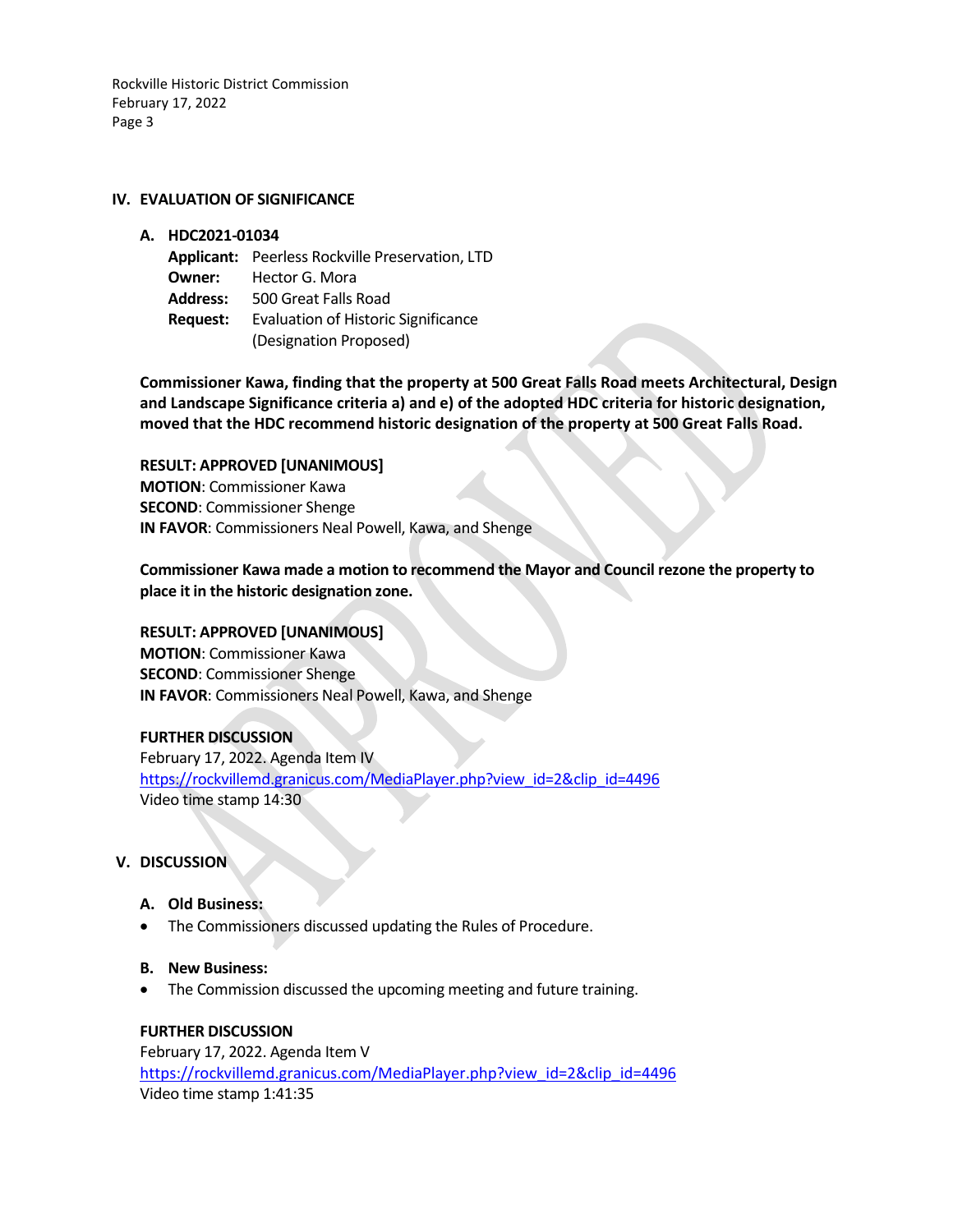## IV. EVALUATION OF SIGNIFICANCE

### A. HDC2021-01034

**Applicant:** Peerless Rockville Preservation, LTD
**Owner:** Hector G. Mora
**Address:** 500 Great Falls Road
**Request:** Evaluation of Historic Significance (Designation Proposed)

**Commissioner Kawa, finding that the property at 500 Great Falls Road meets Architectural, Design and Landscape Significance criteria a) and e) of the adopted HDC criteria for historic designation, moved that the HDC recommend historic designation of the property at 500 Great Falls Road.**

**RESULT: APPROVED [UNANIMOUS]**
**MOTION**: Commissioner Kawa
**SECOND**: Commissioner Shenge
**IN FAVOR**: Commissioners Neal Powell, Kawa, and Shenge

**Commissioner Kawa made a motion to recommend the Mayor and Council rezone the property to place it in the historic designation zone.**

**RESULT: APPROVED [UNANIMOUS]**
**MOTION**: Commissioner Kawa
**SECOND**: Commissioner Shenge
**IN FAVOR**: Commissioners Neal Powell, Kawa, and Shenge

**FURTHER DISCUSSION**
February 17, 2022. Agenda Item IV
https://rockvillemd.granicus.com/MediaPlayer.php?view_id=2&clip_id=4496
Video time stamp 14:30

## V. DISCUSSION

### A. Old Business:

- The Commissioners discussed updating the Rules of Procedure.

### B. New Business:

- The Commission discussed the upcoming meeting and future training.

**FURTHER DISCUSSION**
February 17, 2022. Agenda Item V
https://rockvillemd.granicus.com/MediaPlayer.php?view_id=2&clip_id=4496
Video time stamp 1:41:35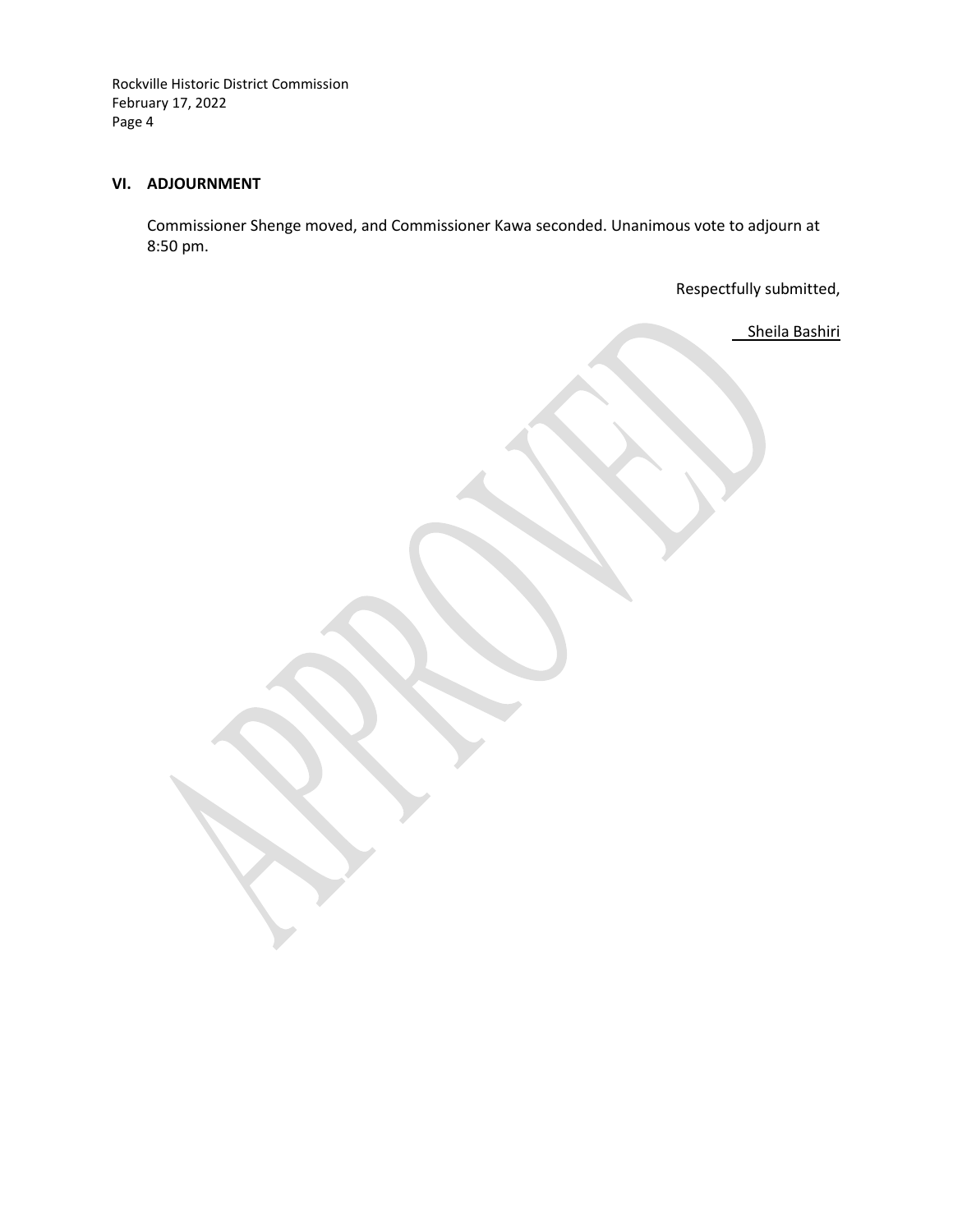## VI. ADJOURNMENT

Commissioner Shenge moved, and Commissioner Kawa seconded. Unanimous vote to adjourn at 8:50 pm.

Respectfully submitted,

Sheila Bashiri